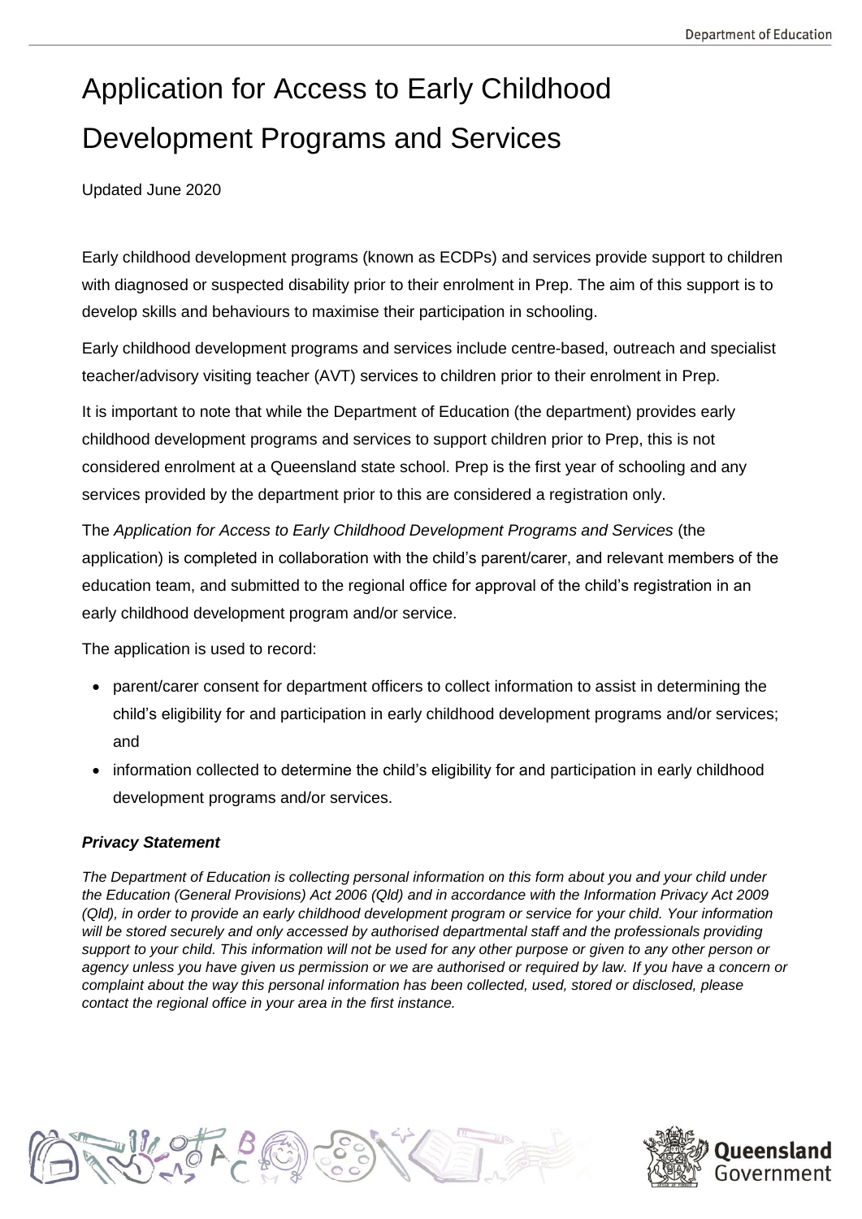# Application for Access to Early Childhood Development Programs and Services

Updated June 2020

Early childhood development programs (known as ECDPs) and services provide support to children with diagnosed or suspected disability prior to their enrolment in Prep. The aim of this support is to develop skills and behaviours to maximise their participation in schooling.

Early childhood development programs and services include centre-based, outreach and specialist teacher/advisory visiting teacher (AVT) services to children prior to their enrolment in Prep.

It is important to note that while the Department of Education (the department) provides early childhood development programs and services to support children prior to Prep, this is not considered enrolment at a Queensland state school. Prep is the first year of schooling and any services provided by the department prior to this are considered a registration only.

The *Application for Access to Early Childhood Development Programs and Services* (the application) is completed in collaboration with the child's parent/carer, and relevant members of the education team, and submitted to the regional office for approval of the child's registration in an early childhood development program and/or service.

The application is used to record:

- parent/carer consent for department officers to collect information to assist in determining the child's eligibility for and participation in early childhood development programs and/or services; and
- information collected to determine the child's eligibility for and participation in early childhood development programs and/or services.

***Privacy Statement***

*The Department of Education is collecting personal information on this form about you and your child under the Education (General Provisions) Act 2006 (Qld) and in accordance with the Information Privacy Act 2009 (Qld), in order to provide an early childhood development program or service for your child. Your information will be stored securely and only accessed by authorised departmental staff and the professionals providing support to your child. This information will not be used for any other purpose or given to any other person or agency unless you have given us permission or we are authorised or required by law. If you have a concern or complaint about the way this personal information has been collected, used, stored or disclosed, please contact the regional office in your area in the first instance.*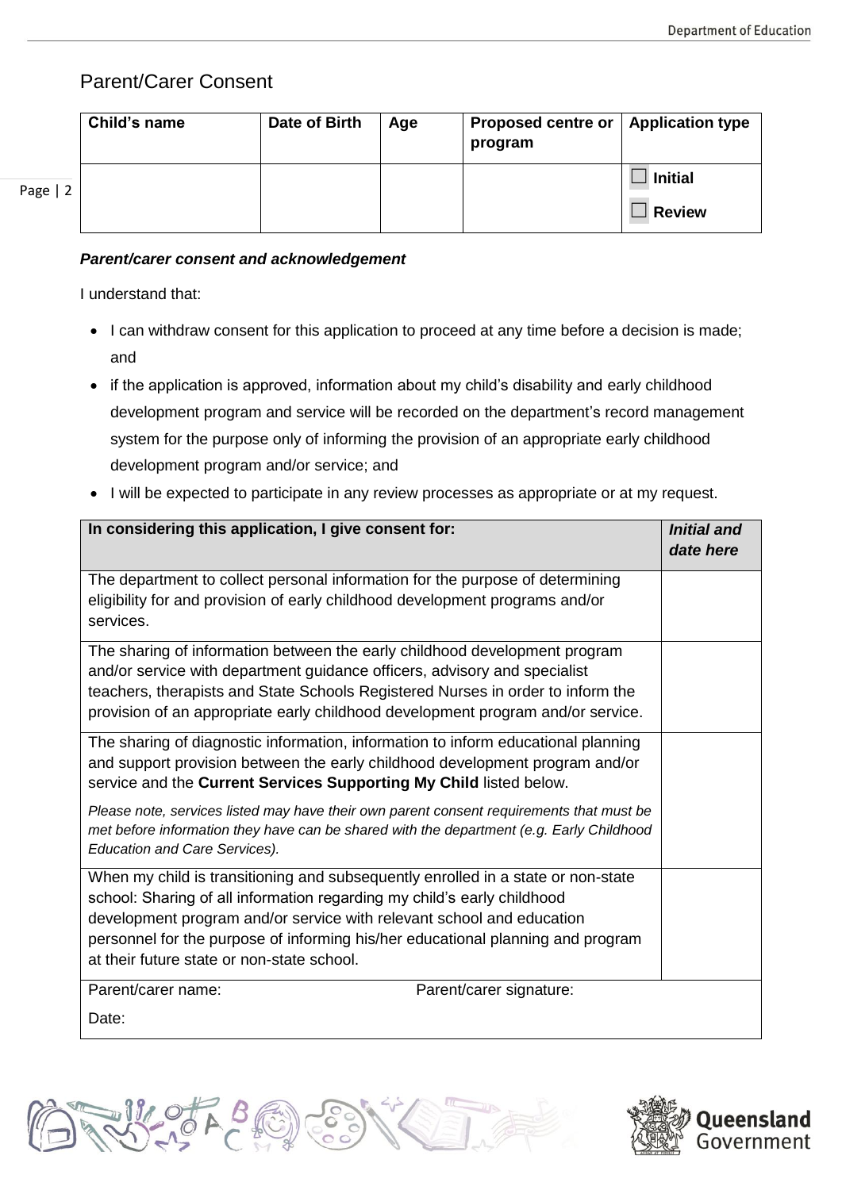## Parent/Carer Consent

| Child's name | Date of Birth | Age | Proposed centre or program | Application type |
|---|---|---|---|---|
| | | | | ☐ **Initial**<br>☐ **Review** |

***Parent/carer consent and acknowledgement***

I understand that:

- I can withdraw consent for this application to proceed at any time before a decision is made; and
- if the application is approved, information about my child's disability and early childhood development program and service will be recorded on the department's record management system for the purpose only of informing the provision of an appropriate early childhood development program and/or service; and
- I will be expected to participate in any review processes as appropriate or at my request.

| **In considering this application, I give consent for:** | ***Initial and date here*** |
|---|---|
| The department to collect personal information for the purpose of determining eligibility for and provision of early childhood development programs and/or services. | |
| The sharing of information between the early childhood development program and/or service with department guidance officers, advisory and specialist teachers, therapists and State Schools Registered Nurses in order to inform the provision of an appropriate early childhood development program and/or service. | |
| The sharing of diagnostic information, information to inform educational planning and support provision between the early childhood development program and/or service and the **Current Services Supporting My Child** listed below.<br>*Please note, services listed may have their own parent consent requirements that must be met before information they have can be shared with the department (e.g. Early Childhood Education and Care Services).* | |
| When my child is transitioning and subsequently enrolled in a state or non-state school: Sharing of all information regarding my child's early childhood development program and/or service with relevant school and education personnel for the purpose of informing his/her educational planning and program at their future state or non-state school. | |
| Parent/carer name: Parent/carer signature:<br>Date: | |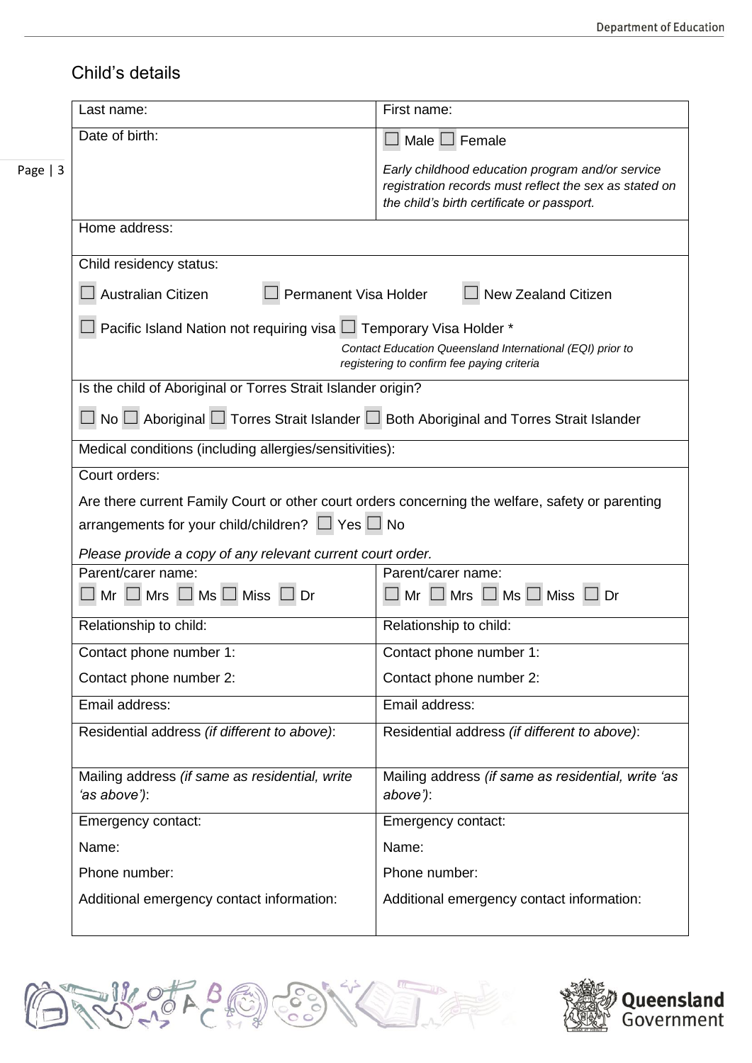## Child's details

| Last name: | First name: |
|---|---|
| Date of birth: | ☐ Male ☐ Female<br>*Early childhood education program and/or service registration records must reflect the sex as stated on the child's birth certificate or passport.* |
| Home address: | |
| Child residency status:<br>☐ Australian Citizen ☐ Permanent Visa Holder ☐ New Zealand Citizen<br>☐ Pacific Island Nation not requiring visa ☐ Temporary Visa Holder *<br>*Contact Education Queensland International (EQI) prior to registering to confirm fee paying criteria* | |
| Is the child of Aboriginal or Torres Strait Islander origin?<br>☐ No ☐ Aboriginal ☐ Torres Strait Islander ☐ Both Aboriginal and Torres Strait Islander | |
| Medical conditions (including allergies/sensitivities): | |
| Court orders:<br>Are there current Family Court or other court orders concerning the welfare, safety or parenting arrangements for your child/children? ☐ Yes ☐ No<br>*Please provide a copy of any relevant current court order.* | |
| Parent/carer name:<br>☐ Mr ☐ Mrs ☐ Ms ☐ Miss ☐ Dr | Parent/carer name:<br>☐ Mr ☐ Mrs ☐ Ms ☐ Miss ☐ Dr |
| Relationship to child: | Relationship to child: |
| Contact phone number 1:<br>Contact phone number 2: | Contact phone number 1:<br>Contact phone number 2: |
| Email address: | Email address: |
| Residential address *(if different to above)*: | Residential address *(if different to above)*: |
| Mailing address *(if same as residential, write 'as above')*: | Mailing address *(if same as residential, write 'as above')*: |
| Emergency contact:<br>Name:<br>Phone number:<br>Additional emergency contact information: | Emergency contact:<br>Name:<br>Phone number:<br>Additional emergency contact information: |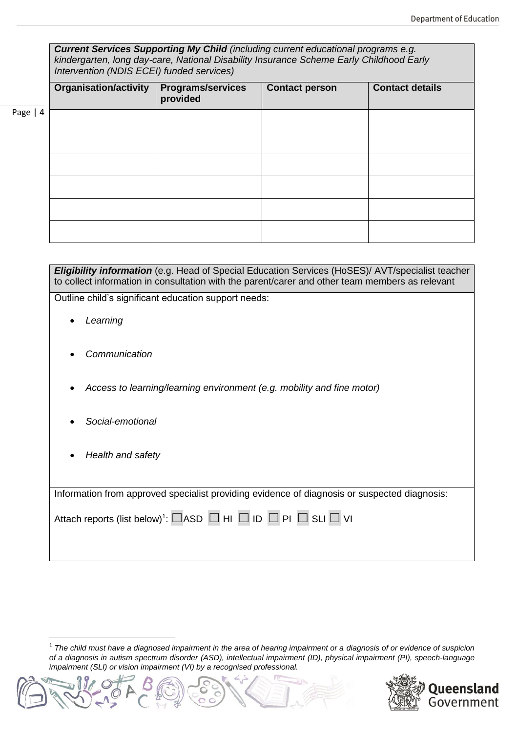| ***Current Services Supporting My Child*** *(including current educational programs e.g. kindergarten, long day-care, National Disability Insurance Scheme Early Childhood Early Intervention (NDIS ECEI) funded services)* | | | |
|---|---|---|---|
| **Organisation/activity** | **Programs/services provided** | **Contact person** | **Contact details** |
| | | | |
| | | | |
| | | | |
| | | | |
| | | | |
| | | | |

***Eligibility information*** (e.g. Head of Special Education Services (HoSES)/ AVT/specialist teacher to collect information in consultation with the parent/carer and other team members as relevant

Outline child's significant education support needs:

- *Learning*
- *Communication*
- *Access to learning/learning environment (e.g. mobility and fine motor)*
- *Social-emotional*
- *Health and safety*

Information from approved specialist providing evidence of diagnosis or suspected diagnosis:

Attach reports (list below)[1]: ☐ASD ☐ HI ☐ ID ☐ PI ☐ SLI ☐ VI

[1] *The child must have a diagnosed impairment in the area of hearing impairment or a diagnosis of or evidence of suspicion of a diagnosis in autism spectrum disorder (ASD), intellectual impairment (ID), physical impairment (PI), speech-language impairment (SLI) or vision impairment (VI) by a recognised professional.*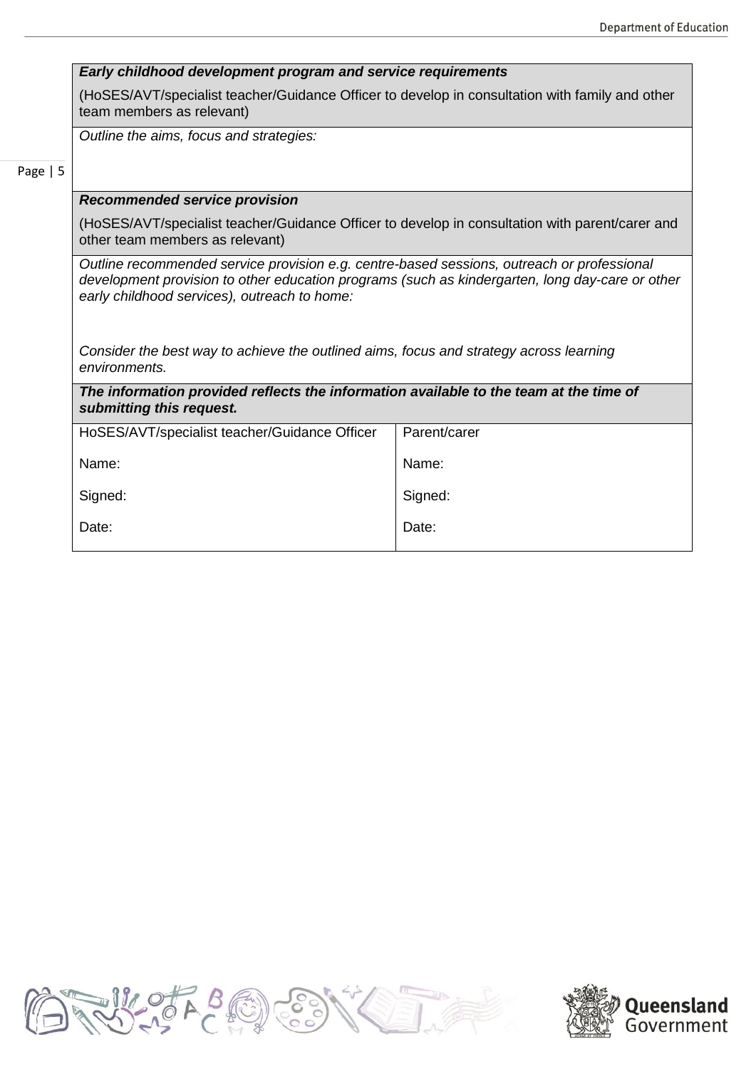| ***Early childhood development program and service requirements*** | |
|---|---|
| (HoSES/AVT/specialist teacher/Guidance Officer to develop in consultation with family and other team members as relevant) | |
| *Outline the aims, focus and strategies:* | |
| ***Recommended service provision*** | |
| (HoSES/AVT/specialist teacher/Guidance Officer to develop in consultation with parent/carer and other team members as relevant) | |
| *Outline recommended service provision e.g. centre-based sessions, outreach or professional development provision to other education programs (such as kindergarten, long day-care or other early childhood services), outreach to home:*<br><br>*Consider the best way to achieve the outlined aims, focus and strategy across learning environments.* | |
| ***The information provided reflects the information available to the team at the time of submitting this request.*** | |
| HoSES/AVT/specialist teacher/Guidance Officer<br><br>Name:<br><br>Signed:<br><br>Date: | Parent/carer<br><br>Name:<br><br>Signed:<br><br>Date: |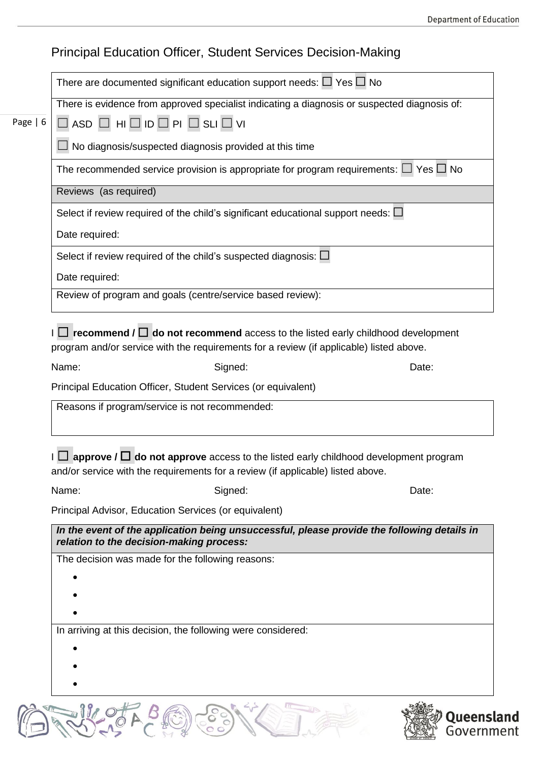## Principal Education Officer, Student Services Decision-Making

| There are documented significant education support needs: ☐ Yes ☐ No |
|---|
| There is evidence from approved specialist indicating a diagnosis or suspected diagnosis of:<br>☐ ASD ☐ HI ☐ ID ☐ PI ☐ SLI ☐ VI<br>☐ No diagnosis/suspected diagnosis provided at this time |
| The recommended service provision is appropriate for program requirements: ☐ Yes ☐ No |
| Reviews (as required) |
| Select if review required of the child's significant educational support needs: ☐<br>Date required: |
| Select if review required of the child's suspected diagnosis: ☐<br>Date required: |
| Review of program and goals (centre/service based review): |

I ☐ **recommend /** ☐ **do not recommend** access to the listed early childhood development program and/or service with the requirements for a review (if applicable) listed above.

Name: Signed: Date:

Principal Education Officer, Student Services (or equivalent)

| Reasons if program/service is not recommended: |
|---|
| |

I ☐ **approve /** ☐ **do not approve** access to the listed early childhood development program and/or service with the requirements for a review (if applicable) listed above.

Name: Signed: Date:

Principal Advisor, Education Services (or equivalent)

| ***In the event of the application being unsuccessful, please provide the following details in relation to the decision-making process:*** |
|---|
| The decision was made for the following reasons:<br>•<br>•<br>• |
| In arriving at this decision, the following were considered:<br>•<br>•<br>• |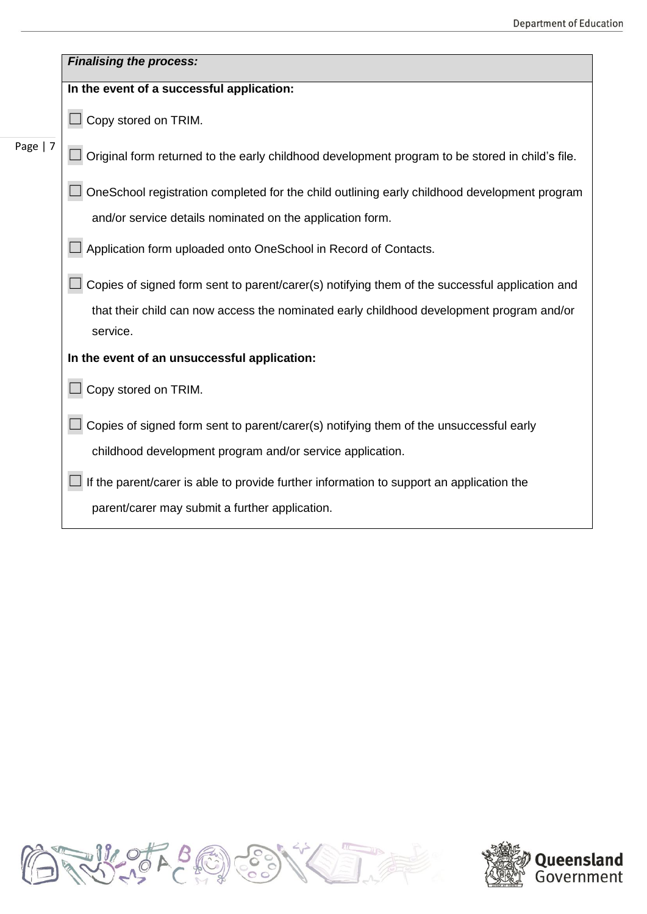***Finalising the process:***

**In the event of a successful application:**

- ☐ Copy stored on TRIM.
- ☐ Original form returned to the early childhood development program to be stored in child's file.
- ☐ OneSchool registration completed for the child outlining early childhood development program and/or service details nominated on the application form.
- ☐ Application form uploaded onto OneSchool in Record of Contacts.
- ☐ Copies of signed form sent to parent/carer(s) notifying them of the successful application and that their child can now access the nominated early childhood development program and/or service.

**In the event of an unsuccessful application:**

- ☐ Copy stored on TRIM.
- ☐ Copies of signed form sent to parent/carer(s) notifying them of the unsuccessful early childhood development program and/or service application.
- ☐ If the parent/carer is able to provide further information to support an application the parent/carer may submit a further application.